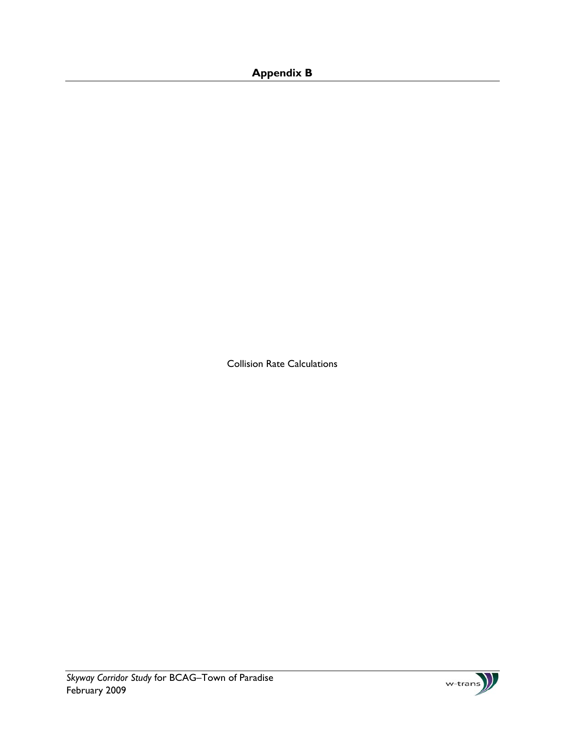# Appendix B

Collision Rate Calculations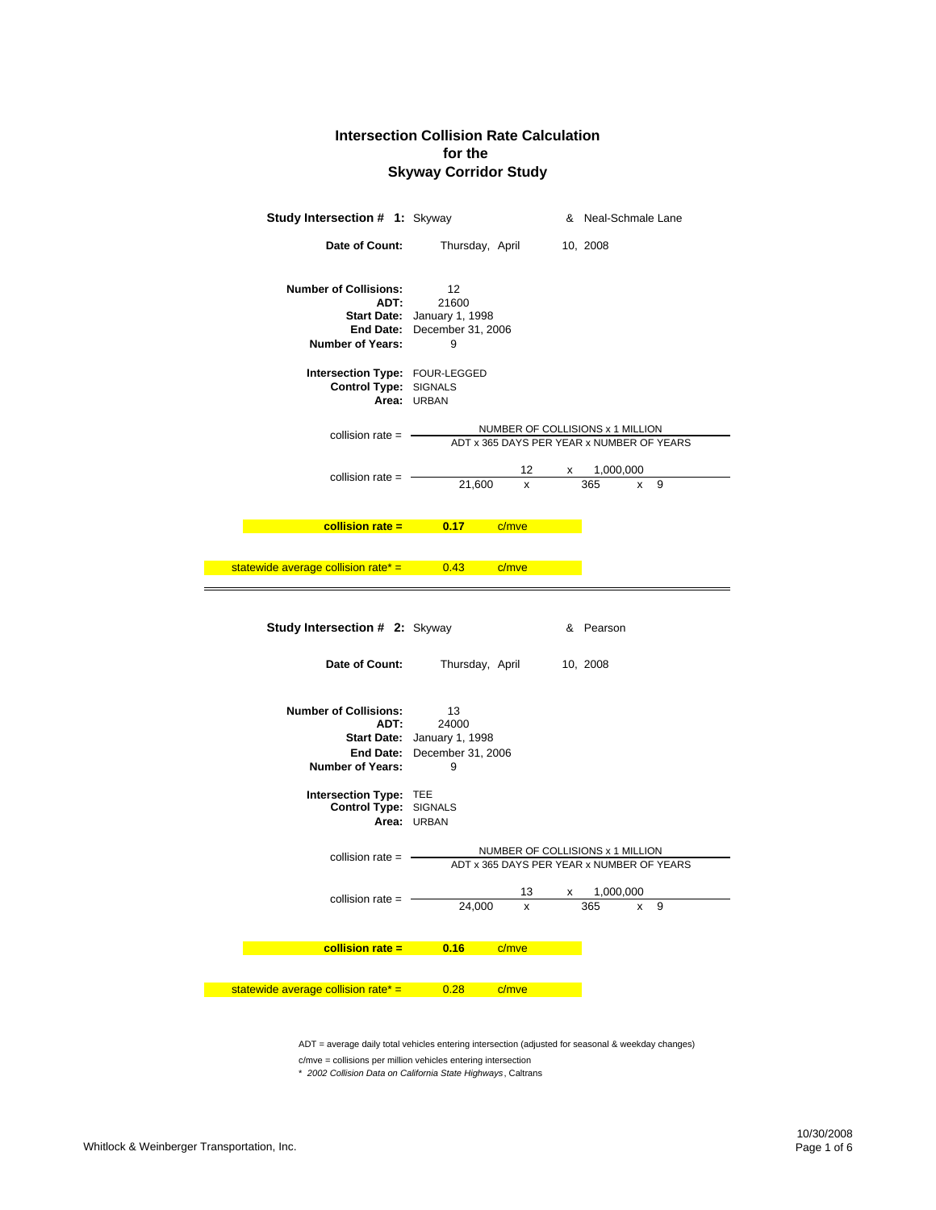# Intersection Collision Rate Calculation
## for the
## Skyway Corridor Study

**Study Intersection # 1:** Skyway & Neal-Schmale Lane

**Date of Count:** Thursday, April 10, 2008

**Number of Collisions:** 12
**ADT:** 21600
**Start Date:** January 1, 1998
**End Date:** December 31, 2006
**Number of Years:** 9

**Intersection Type:** FOUR-LEGGED
**Control Type:** SIGNALS
**Area:** URBAN

$$\text{collision rate} = \frac{\text{NUMBER OF COLLISIONS} \times 1\ \text{MILLION}}{\text{ADT} \times 365\ \text{DAYS PER YEAR} \times \text{NUMBER OF YEARS}}$$

$$\text{collision rate} = \frac{12 \times 1{,}000{,}000}{21{,}600 \times 365 \times 9}$$

**collision rate = 0.17 c/mve**

statewide average collision rate* = 0.43 c/mve

---

**Study Intersection # 2:** Skyway & Pearson

**Date of Count:** Thursday, April 10, 2008

**Number of Collisions:** 13
**ADT:** 24000
**Start Date:** January 1, 1998
**End Date:** December 31, 2006
**Number of Years:** 9

**Intersection Type:** TEE
**Control Type:** SIGNALS
**Area:** URBAN

$$\text{collision rate} = \frac{\text{NUMBER OF COLLISIONS} \times 1\ \text{MILLION}}{\text{ADT} \times 365\ \text{DAYS PER YEAR} \times \text{NUMBER OF YEARS}}$$

$$\text{collision rate} = \frac{13 \times 1{,}000{,}000}{24{,}000 \times 365 \times 9}$$

**collision rate = 0.16 c/mve**

statewide average collision rate* = 0.28 c/mve

ADT = average daily total vehicles entering intersection (adjusted for seasonal & weekday changes)

c/mve = collisions per million vehicles entering intersection

\* *2002 Collision Data on California State Highways*, Caltrans

Whitlock & Weinberger Transportation, Inc.

10/30/2008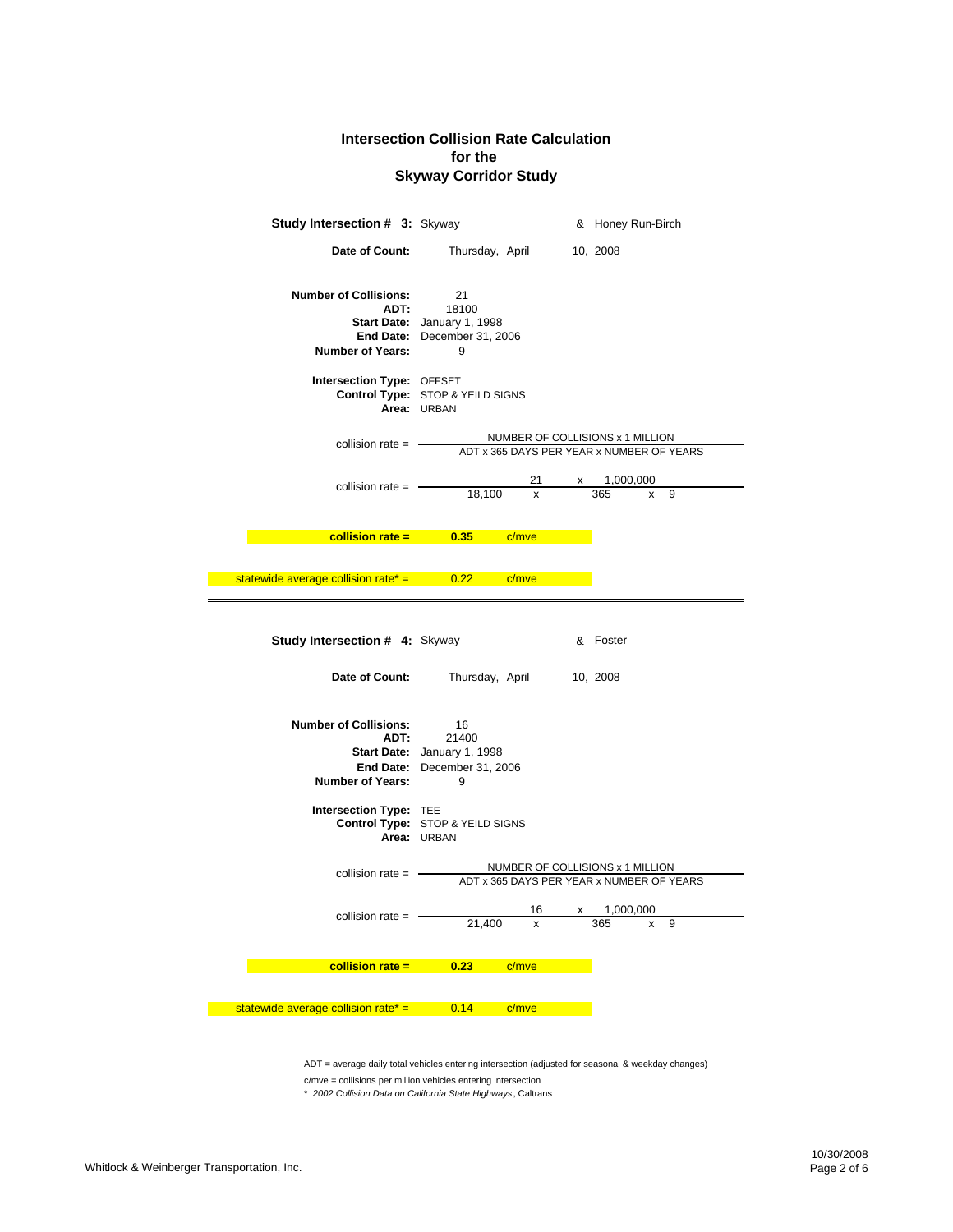# Intersection Collision Rate Calculation
## for the
## Skyway Corridor Study

**Study Intersection # 3:** Skyway & Honey Run-Birch

**Date of Count:** Thursday, April 10, 2008

**Number of Collisions:** 21
**ADT:** 18100
**Start Date:** January 1, 1998
**End Date:** December 31, 2006
**Number of Years:** 9

**Intersection Type:** OFFSET
**Control Type:** STOP & YEILD SIGNS
**Area:** URBAN

$$\text{collision rate} = \frac{\text{NUMBER OF COLLISIONS x 1 MILLION}}{\text{ADT x 365 DAYS PER YEAR x NUMBER OF YEARS}}$$

$$\text{collision rate} = \frac{21 \times 1{,}000{,}000}{18{,}100 \times 365 \times 9}$$

**collision rate = 0.35 c/mve**

statewide average collision rate* = 0.22 c/mve

---

**Study Intersection # 4:** Skyway & Foster

**Date of Count:** Thursday, April 10, 2008

**Number of Collisions:** 16
**ADT:** 21400
**Start Date:** January 1, 1998
**End Date:** December 31, 2006
**Number of Years:** 9

**Intersection Type:** TEE
**Control Type:** STOP & YEILD SIGNS
**Area:** URBAN

$$\text{collision rate} = \frac{\text{NUMBER OF COLLISIONS x 1 MILLION}}{\text{ADT x 365 DAYS PER YEAR x NUMBER OF YEARS}}$$

$$\text{collision rate} = \frac{16 \times 1{,}000{,}000}{21{,}400 \times 365 \times 9}$$

**collision rate = 0.23 c/mve**

statewide average collision rate* = 0.14 c/mve

ADT = average daily total vehicles entering intersection (adjusted for seasonal & weekday changes)

c/mve = collisions per million vehicles entering intersection

\* *2002 Collision Data on California State Highways*, Caltrans

Whitlock & Weinberger Transportation, Inc.

10/30/2008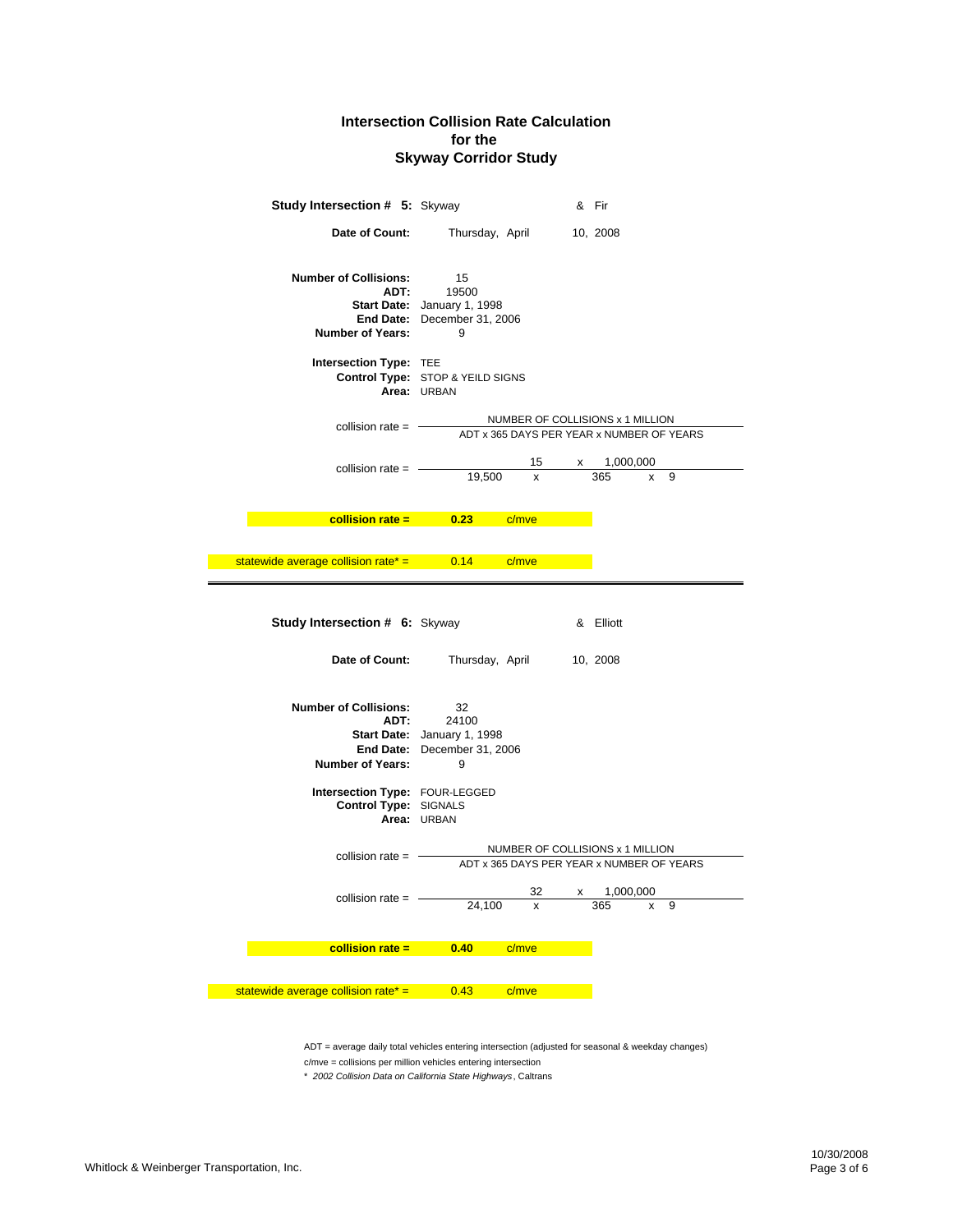# Intersection Collision Rate Calculation
## for the
## Skyway Corridor Study

**Study Intersection # 5:** Skyway & Fir

**Date of Count:** Thursday, April 10, 2008

**Number of Collisions:** 15
**ADT:** 19500
**Start Date:** January 1, 1998
**End Date:** December 31, 2006
**Number of Years:** 9

**Intersection Type:** TEE
**Control Type:** STOP & YEILD SIGNS
**Area:** URBAN

$$\text{collision rate} = \frac{\text{NUMBER OF COLLISIONS} \times \text{1 MILLION}}{\text{ADT} \times \text{365 DAYS PER YEAR} \times \text{NUMBER OF YEARS}}$$

$$\text{collision rate} = \frac{15 \times 1{,}000{,}000}{19{,}500 \times 365 \times 9}$$

**collision rate = 0.23 c/mve**

statewide average collision rate* = 0.14 c/mve

---

**Study Intersection # 6:** Skyway & Elliott

**Date of Count:** Thursday, April 10, 2008

**Number of Collisions:** 32
**ADT:** 24100
**Start Date:** January 1, 1998
**End Date:** December 31, 2006
**Number of Years:** 9

**Intersection Type:** FOUR-LEGGED
**Control Type:** SIGNALS
**Area:** URBAN

$$\text{collision rate} = \frac{\text{NUMBER OF COLLISIONS} \times \text{1 MILLION}}{\text{ADT} \times \text{365 DAYS PER YEAR} \times \text{NUMBER OF YEARS}}$$

$$\text{collision rate} = \frac{32 \times 1{,}000{,}000}{24{,}100 \times 365 \times 9}$$

**collision rate = 0.40 c/mve**

statewide average collision rate* = 0.43 c/mve

ADT = average daily total vehicles entering intersection (adjusted for seasonal & weekday changes)
c/mve = collisions per million vehicles entering intersection
\* *2002 Collision Data on California State Highways*, Caltrans

Whitlock & Weinberger Transportation, Inc.

10/30/2008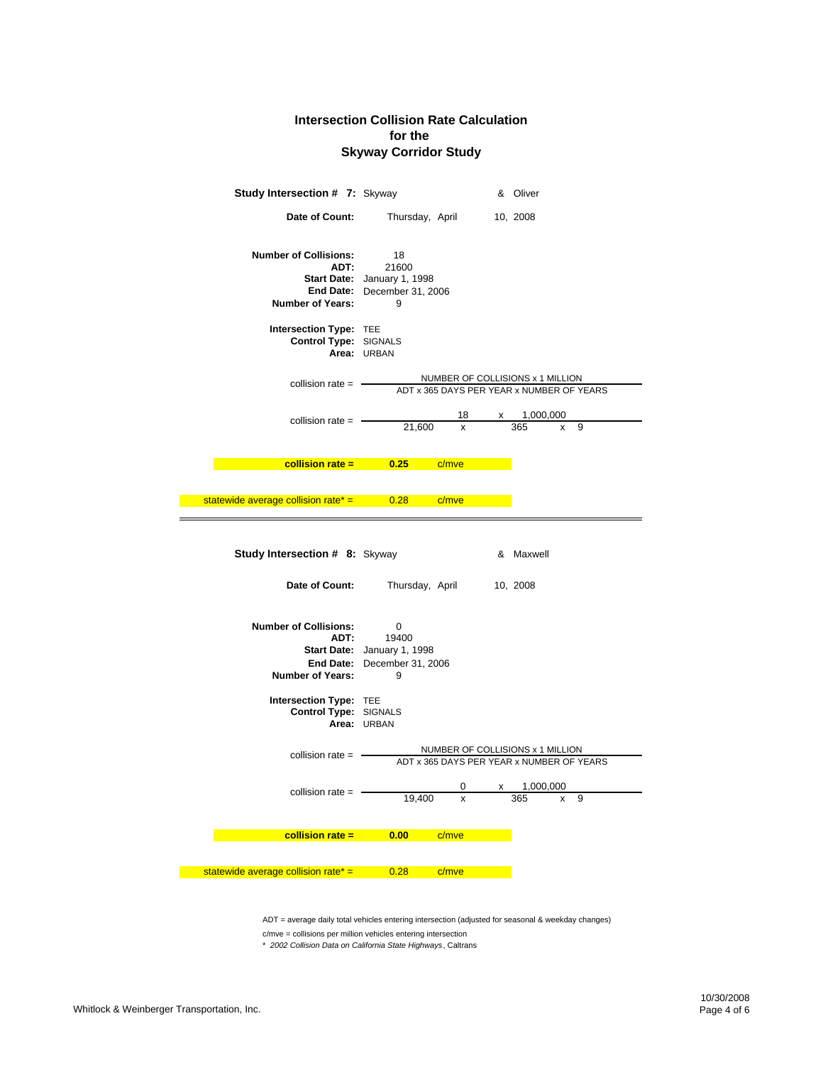## Intersection Collision Rate Calculation
## for the
## Skyway Corridor Study

**Study Intersection # 7:** Skyway & Oliver

**Date of Count:** Thursday, April 10, 2008

**Number of Collisions:** 18
**ADT:** 21600
**Start Date:** January 1, 1998
**End Date:** December 31, 2006
**Number of Years:** 9

**Intersection Type:** TEE
**Control Type:** SIGNALS
**Area:** URBAN

$$\text{collision rate} = \frac{\text{NUMBER OF COLLISIONS x 1 MILLION}}{\text{ADT x 365 DAYS PER YEAR x NUMBER OF YEARS}}$$

$$\text{collision rate} = \frac{18 \times 1{,}000{,}000}{21{,}600 \times 365 \times 9}$$

**collision rate = 0.25 c/mve**

statewide average collision rate* = 0.28 c/mve

---

**Study Intersection # 8:** Skyway & Maxwell

**Date of Count:** Thursday, April 10, 2008

**Number of Collisions:** 0
**ADT:** 19400
**Start Date:** January 1, 1998
**End Date:** December 31, 2006
**Number of Years:** 9

**Intersection Type:** TEE
**Control Type:** SIGNALS
**Area:** URBAN

$$\text{collision rate} = \frac{\text{NUMBER OF COLLISIONS x 1 MILLION}}{\text{ADT x 365 DAYS PER YEAR x NUMBER OF YEARS}}$$

$$\text{collision rate} = \frac{0 \times 1{,}000{,}000}{19{,}400 \times 365 \times 9}$$

**collision rate = 0.00 c/mve**

statewide average collision rate* = 0.28 c/mve

ADT = average daily total vehicles entering intersection (adjusted for seasonal & weekday changes)

c/mve = collisions per million vehicles entering intersection

\* *2002 Collision Data on California State Highways*, Caltrans

Whitlock & Weinberger Transportation, Inc.

10/30/2008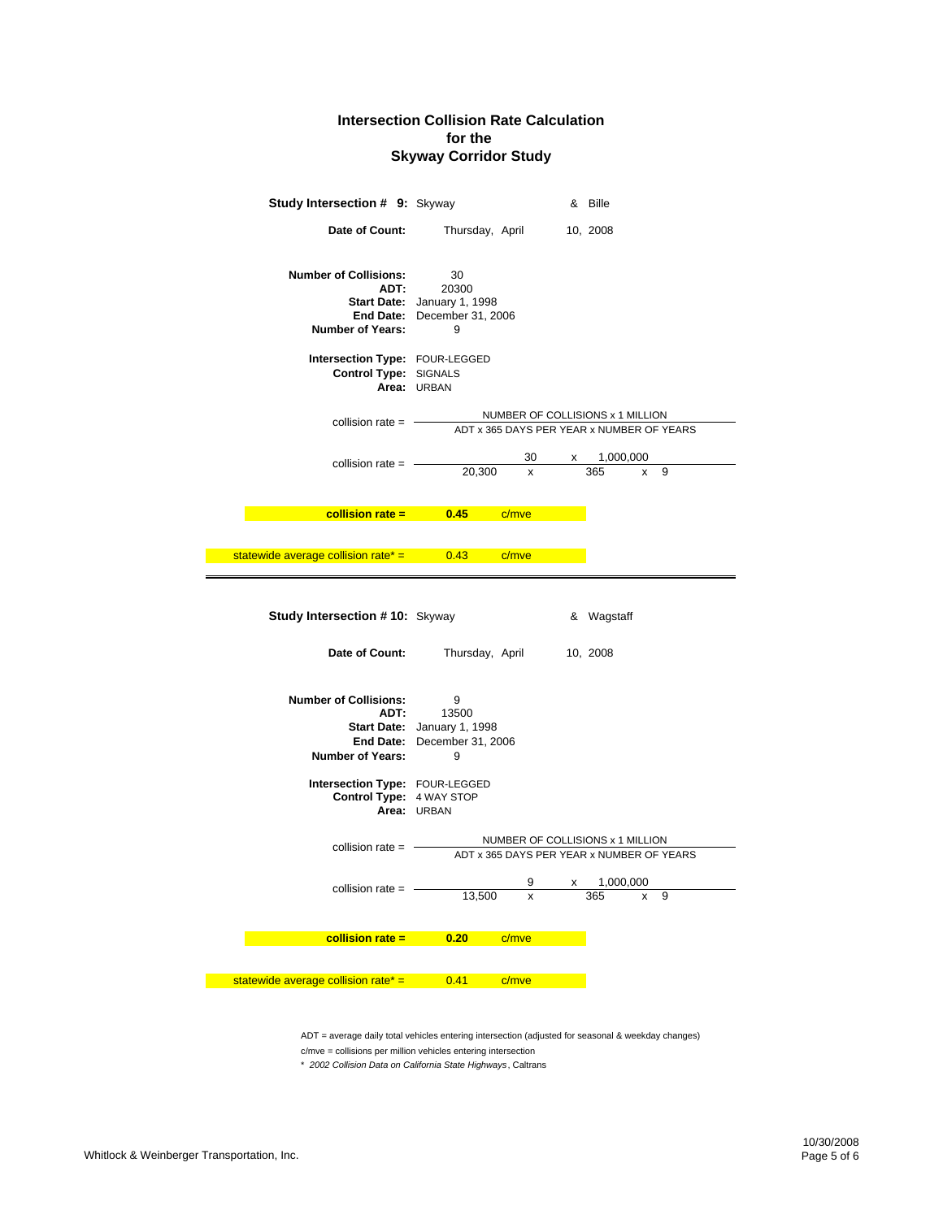# Intersection Collision Rate Calculation
## for the
## Skyway Corridor Study

**Study Intersection # 9:** Skyway & Bille

**Date of Count:** Thursday, April 10, 2008

**Number of Collisions:** 30
**ADT:** 20300
**Start Date:** January 1, 1998
**End Date:** December 31, 2006
**Number of Years:** 9

**Intersection Type:** FOUR-LEGGED
**Control Type:** SIGNALS
**Area:** URBAN

$$\text{collision rate} = \frac{\text{NUMBER OF COLLISIONS} \times 1\ \text{MILLION}}{\text{ADT} \times 365\ \text{DAYS PER YEAR} \times \text{NUMBER OF YEARS}}$$

$$\text{collision rate} = \frac{30 \times 1{,}000{,}000}{20{,}300 \times 365 \times 9}$$

**collision rate = 0.45 c/mve**

statewide average collision rate* = 0.43 c/mve

---

**Study Intersection # 10:** Skyway & Wagstaff

**Date of Count:** Thursday, April 10, 2008

**Number of Collisions:** 9
**ADT:** 13500
**Start Date:** January 1, 1998
**End Date:** December 31, 2006
**Number of Years:** 9

**Intersection Type:** FOUR-LEGGED
**Control Type:** 4 WAY STOP
**Area:** URBAN

$$\text{collision rate} = \frac{\text{NUMBER OF COLLISIONS} \times 1\ \text{MILLION}}{\text{ADT} \times 365\ \text{DAYS PER YEAR} \times \text{NUMBER OF YEARS}}$$

$$\text{collision rate} = \frac{9 \times 1{,}000{,}000}{13{,}500 \times 365 \times 9}$$

**collision rate = 0.20 c/mve**

statewide average collision rate* = 0.41 c/mve

ADT = average daily total vehicles entering intersection (adjusted for seasonal & weekday changes)

c/mve = collisions per million vehicles entering intersection

\* *2002 Collision Data on California State Highways*, Caltrans

Whitlock & Weinberger Transportation, Inc.

10/30/2008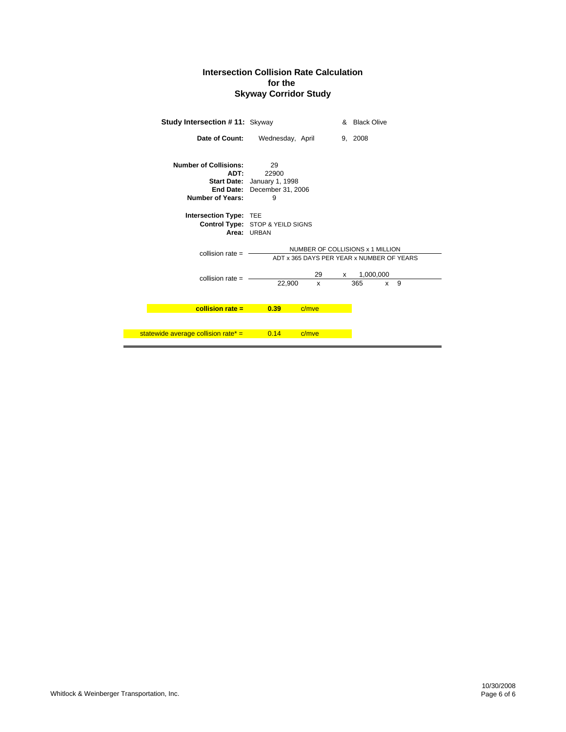# Intersection Collision Rate Calculation
## for the
## Skyway Corridor Study

**Study Intersection # 11:** Skyway & Black Olive

**Date of Count:** Wednesday, April 9, 2008

**Number of Collisions:** 29
**ADT:** 22900
**Start Date:** January 1, 1998
**End Date:** December 31, 2006
**Number of Years:** 9

**Intersection Type:** TEE
**Control Type:** STOP & YEILD SIGNS
**Area:** URBAN

$$\text{collision rate} = \frac{\text{NUMBER OF COLLISIONS x 1 MILLION}}{\text{ADT x 365 DAYS PER YEAR x NUMBER OF YEARS}}$$

$$\text{collision rate} = \frac{29 \times 1{,}000{,}000}{22{,}900 \times 365 \times 9}$$

**collision rate = 0.39 c/mve**

statewide average collision rate* = 0.14 c/mve